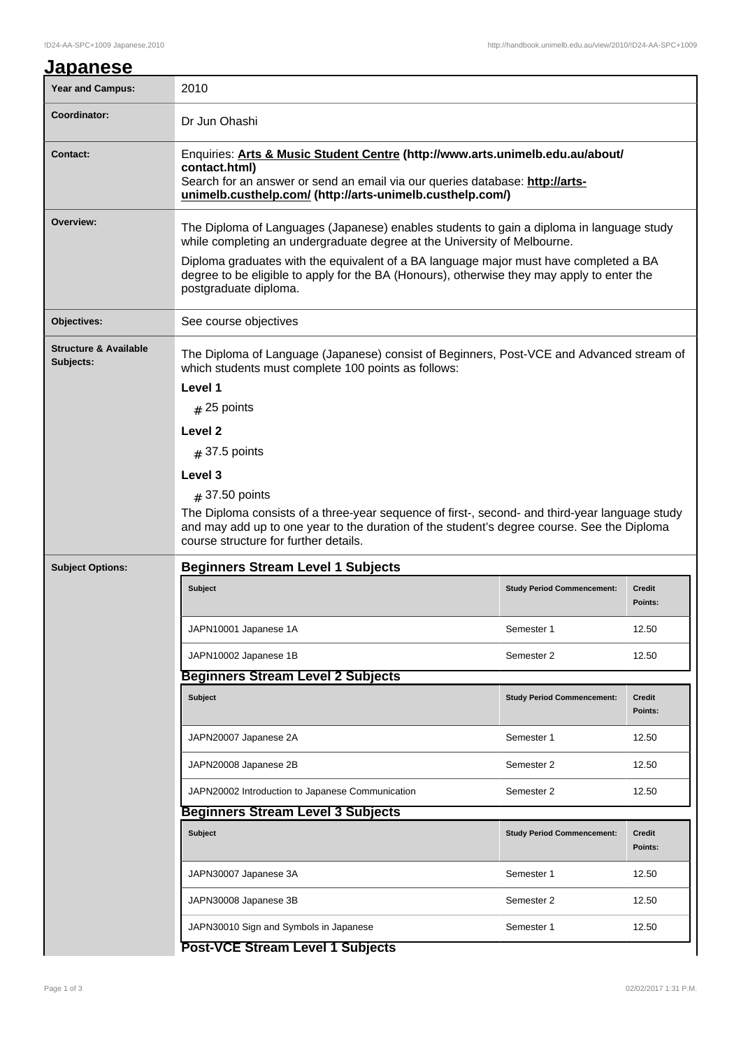# Japanese

| | |
|---|---|
| **Year and Campus:** | 2010 |
| **Coordinator:** | Dr Jun Ohashi |
| **Contact:** | Enquiries: **Arts & Music Student Centre (http://www.arts.unimelb.edu.au/about/contact.html)** Search for an answer or send an email via our queries database: **http://arts-unimelb.custhelp.com/ (http://arts-unimelb.custhelp.com/)** |
| **Overview:** | The Diploma of Languages (Japanese) enables students to gain a diploma in language study while completing an undergraduate degree at the University of Melbourne. Diploma graduates with the equivalent of a BA language major must have completed a BA degree to be eligible to apply for the BA (Honours), otherwise they may apply to enter the postgraduate diploma. |
| **Objectives:** | See course objectives |
| **Structure & Available Subjects:** | The Diploma of Language (Japanese) consist of Beginners, Post-VCE and Advanced stream of which students must complete 100 points as follows: **Level 1** # 25 points **Level 2** # 37.5 points **Level 3** # 37.50 points The Diploma consists of a three-year sequence of first-, second- and third-year language study and may add up to one year to the duration of the student's degree course. See the Diploma course structure for further details. |

## Subject Options:

### Beginners Stream Level 1 Subjects

| Subject | Study Period Commencement: | Credit Points: |
|---|---|---|
| JAPN10001 Japanese 1A | Semester 1 | 12.50 |
| JAPN10002 Japanese 1B | Semester 2 | 12.50 |

### Beginners Stream Level 2 Subjects

| Subject | Study Period Commencement: | Credit Points: |
|---|---|---|
| JAPN20007 Japanese 2A | Semester 1 | 12.50 |
| JAPN20008 Japanese 2B | Semester 2 | 12.50 |
| JAPN20002 Introduction to Japanese Communication | Semester 2 | 12.50 |

### Beginners Stream Level 3 Subjects

| Subject | Study Period Commencement: | Credit Points: |
|---|---|---|
| JAPN30007 Japanese 3A | Semester 1 | 12.50 |
| JAPN30008 Japanese 3B | Semester 2 | 12.50 |
| JAPN30010 Sign and Symbols in Japanese | Semester 1 | 12.50 |

### Post-VCE Stream Level 1 Subjects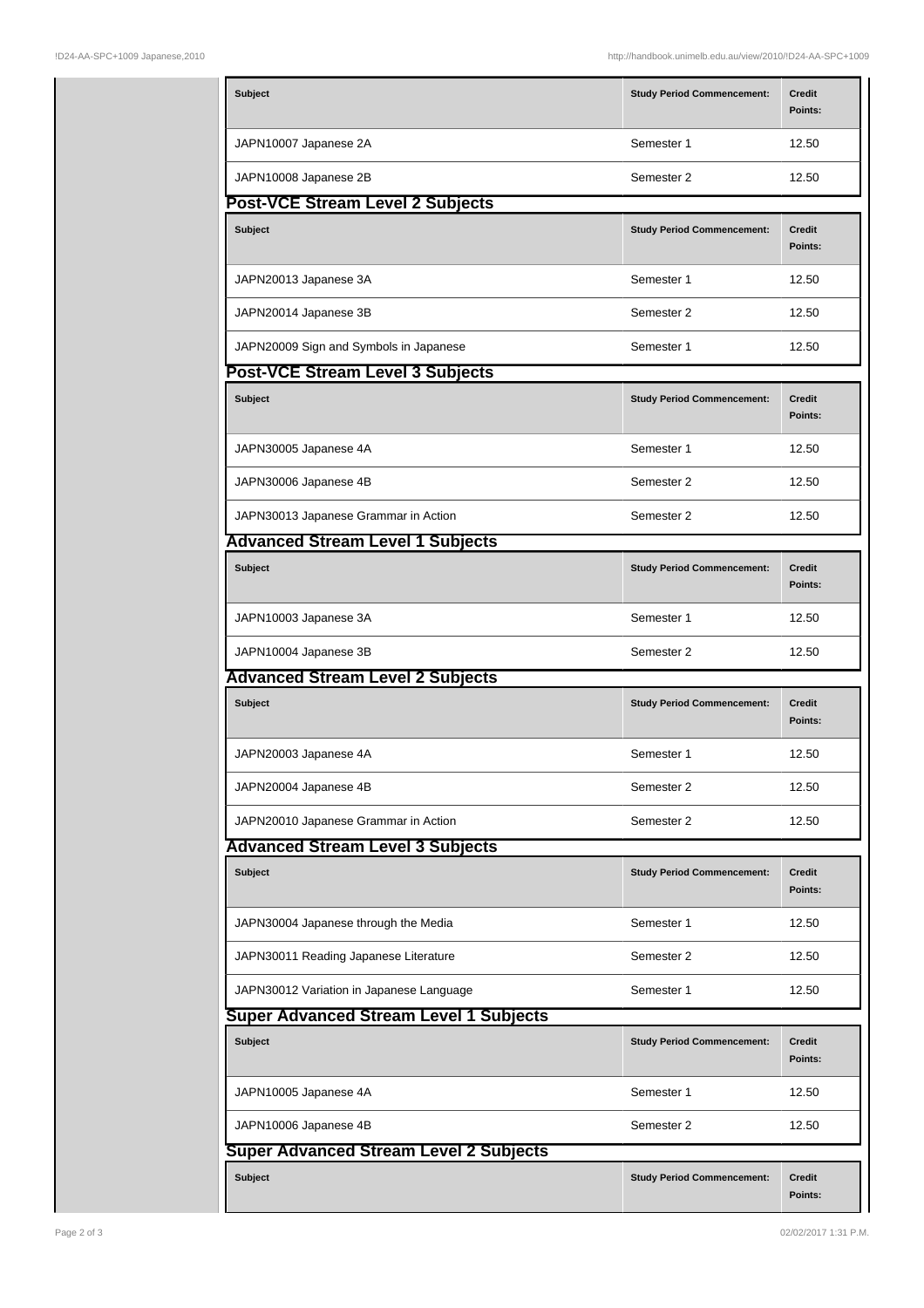| Subject | Study Period Commencement: | Credit Points: |
| --- | --- | --- |
| JAPN10007 Japanese 2A | Semester 1 | 12.50 |
| JAPN10008 Japanese 2B | Semester 2 | 12.50 |

## Post-VCE Stream Level 2 Subjects

| Subject | Study Period Commencement: | Credit Points: |
| --- | --- | --- |
| JAPN20013 Japanese 3A | Semester 1 | 12.50 |
| JAPN20014 Japanese 3B | Semester 2 | 12.50 |
| JAPN20009 Sign and Symbols in Japanese | Semester 1 | 12.50 |

## Post-VCE Stream Level 3 Subjects

| Subject | Study Period Commencement: | Credit Points: |
| --- | --- | --- |
| JAPN30005 Japanese 4A | Semester 1 | 12.50 |
| JAPN30006 Japanese 4B | Semester 2 | 12.50 |
| JAPN30013 Japanese Grammar in Action | Semester 2 | 12.50 |

## Advanced Stream Level 1 Subjects

| Subject | Study Period Commencement: | Credit Points: |
| --- | --- | --- |
| JAPN10003 Japanese 3A | Semester 1 | 12.50 |
| JAPN10004 Japanese 3B | Semester 2 | 12.50 |

## Advanced Stream Level 2 Subjects

| Subject | Study Period Commencement: | Credit Points: |
| --- | --- | --- |
| JAPN20003 Japanese 4A | Semester 1 | 12.50 |
| JAPN20004 Japanese 4B | Semester 2 | 12.50 |
| JAPN20010 Japanese Grammar in Action | Semester 2 | 12.50 |

## Advanced Stream Level 3 Subjects

| Subject | Study Period Commencement: | Credit Points: |
| --- | --- | --- |
| JAPN30004 Japanese through the Media | Semester 1 | 12.50 |
| JAPN30011 Reading Japanese Literature | Semester 2 | 12.50 |
| JAPN30012 Variation in Japanese Language | Semester 1 | 12.50 |

## Super Advanced Stream Level 1 Subjects

| Subject | Study Period Commencement: | Credit Points: |
| --- | --- | --- |
| JAPN10005 Japanese 4A | Semester 1 | 12.50 |
| JAPN10006 Japanese 4B | Semester 2 | 12.50 |

## Super Advanced Stream Level 2 Subjects

| Subject | Study Period Commencement: | Credit Points: |
| --- | --- | --- |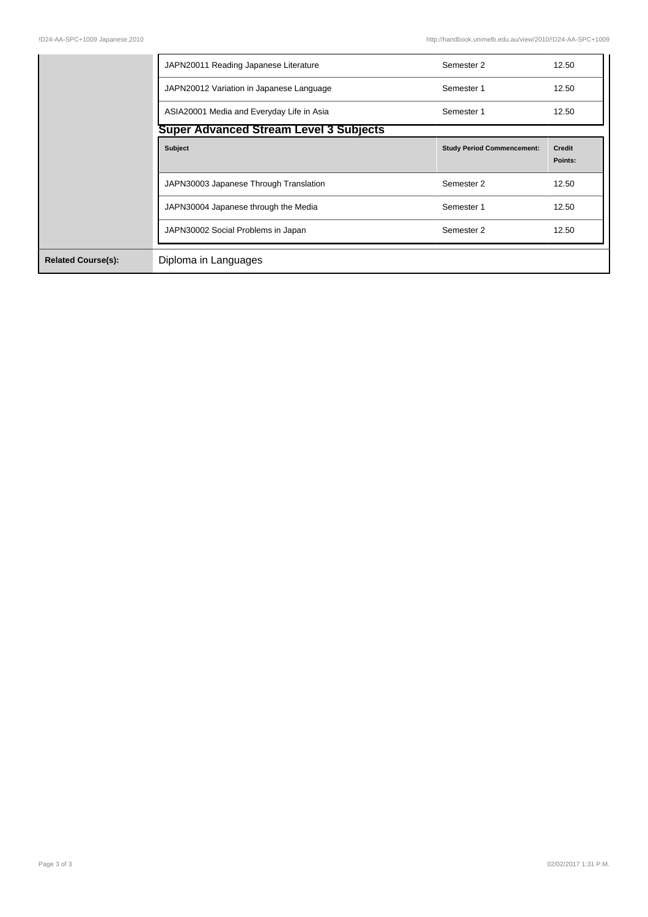| | | |
|---|---|---|
| JAPN20011 Reading Japanese Literature | Semester 2 | 12.50 |
| JAPN20012 Variation in Japanese Language | Semester 1 | 12.50 |
| ASIA20001 Media and Everyday Life in Asia | Semester 1 | 12.50 |

### Super Advanced Stream Level 3 Subjects

| Subject | Study Period Commencement: | Credit Points: |
|---|---|---|
| JAPN30003 Japanese Through Translation | Semester 2 | 12.50 |
| JAPN30004 Japanese through the Media | Semester 1 | 12.50 |
| JAPN30002 Social Problems in Japan | Semester 2 | 12.50 |

**Related Course(s):** Diploma in Languages